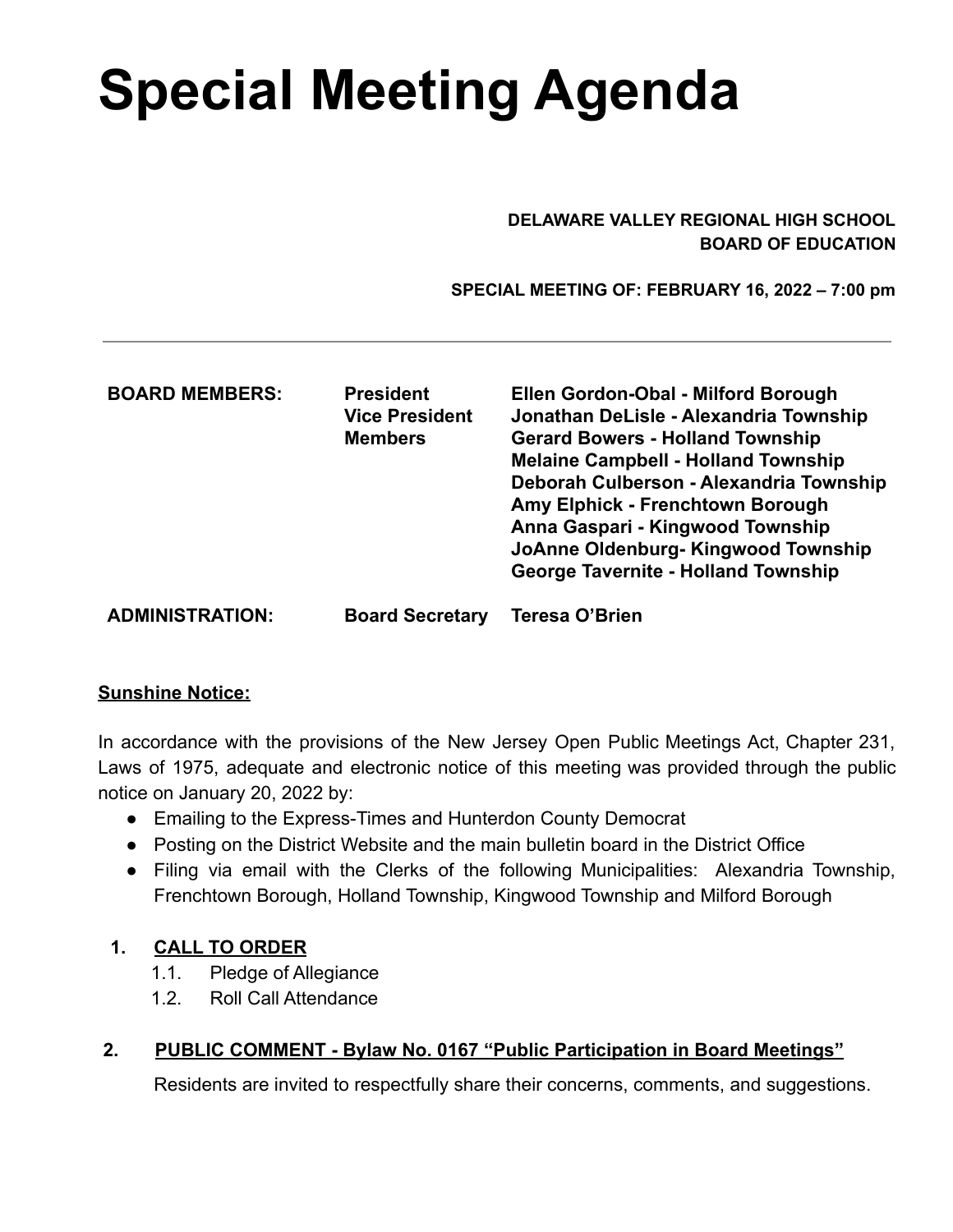# Special Meeting Agenda

**DELAWARE VALLEY REGIONAL HIGH SCHOOL**
**BOARD OF EDUCATION**

**SPECIAL MEETING OF: FEBRUARY 16, 2022 – 7:00 pm**

---

| | | |
|---|---|---|
| **BOARD MEMBERS:** | **President** | **Ellen Gordon-Obal - Milford Borough** |
| | **Vice President** | **Jonathan DeLisle - Alexandria Township** |
| | **Members** | **Gerard Bowers - Holland Township** |
| | | **Melaine Campbell - Holland Township** |
| | | **Deborah Culberson - Alexandria Township** |
| | | **Amy Elphick - Frenchtown Borough** |
| | | **Anna Gaspari - Kingwood Township** |
| | | **JoAnne Oldenburg- Kingwood Township** |
| | | **George Tavernite - Holland Township** |
| **ADMINISTRATION:** | **Board Secretary** | **Teresa O'Brien** |

**Sunshine Notice:**

In accordance with the provisions of the New Jersey Open Public Meetings Act, Chapter 231, Laws of 1975, adequate and electronic notice of this meeting was provided through the public notice on January 20, 2022 by:

- Emailing to the Express-Times and Hunterdon County Democrat
- Posting on the District Website and the main bulletin board in the District Office
- Filing via email with the Clerks of the following Municipalities: Alexandria Township, Frenchtown Borough, Holland Township, Kingwood Township and Milford Borough

1. **CALL TO ORDER**
   1.1. Pledge of Allegiance
   1.2. Roll Call Attendance

2. **PUBLIC COMMENT - Bylaw No. 0167 "Public Participation in Board Meetings"**

   Residents are invited to respectfully share their concerns, comments, and suggestions.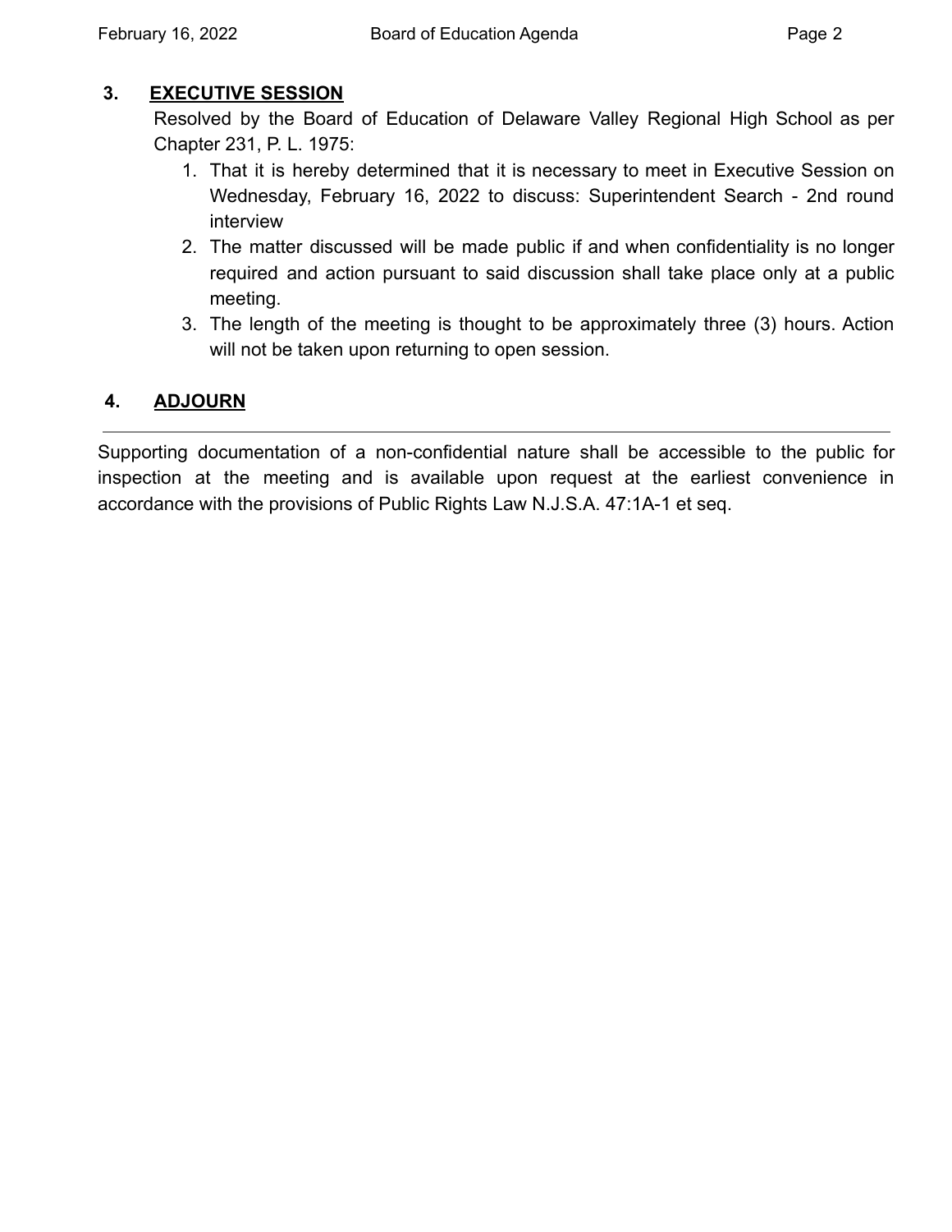## 3. EXECUTIVE SESSION

Resolved by the Board of Education of Delaware Valley Regional High School as per Chapter 231, P. L. 1975:

1. That it is hereby determined that it is necessary to meet in Executive Session on Wednesday, February 16, 2022 to discuss: Superintendent Search - 2nd round interview
2. The matter discussed will be made public if and when confidentiality is no longer required and action pursuant to said discussion shall take place only at a public meeting.
3. The length of the meeting is thought to be approximately three (3) hours. Action will not be taken upon returning to open session.

## 4. ADJOURN

---

Supporting documentation of a non-confidential nature shall be accessible to the public for inspection at the meeting and is available upon request at the earliest convenience in accordance with the provisions of Public Rights Law N.J.S.A. 47:1A-1 et seq.